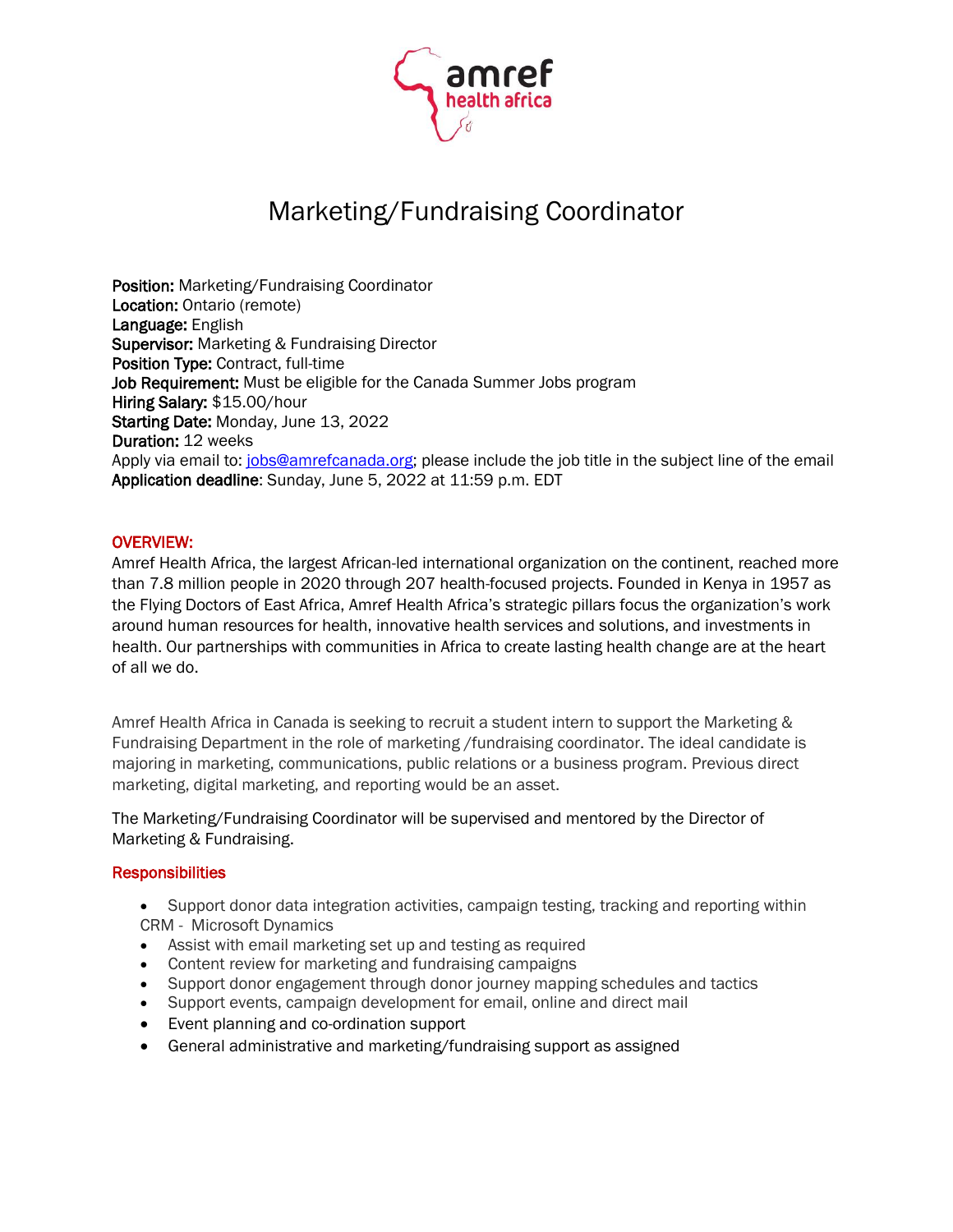# Marketing/Fundraising Coordinator

**Position:** Marketing/Fundraising Coordinator
**Location:** Ontario (remote)
**Language:** English
**Supervisor:** Marketing & Fundraising Director
**Position Type:** Contract, full-time
**Job Requirement:** Must be eligible for the Canada Summer Jobs program
**Hiring Salary:** $15.00/hour
**Starting Date:** Monday, June 13, 2022
**Duration:** 12 weeks
Apply via email to: jobs@amrefcanada.org; please include the job title in the subject line of the email
**Application deadline**: Sunday, June 5, 2022 at 11:59 p.m. EDT

## OVERVIEW:

Amref Health Africa, the largest African-led international organization on the continent, reached more than 7.8 million people in 2020 through 207 health-focused projects. Founded in Kenya in 1957 as the Flying Doctors of East Africa, Amref Health Africa's strategic pillars focus the organization's work around human resources for health, innovative health services and solutions, and investments in health. Our partnerships with communities in Africa to create lasting health change are at the heart of all we do.

Amref Health Africa in Canada is seeking to recruit a student intern to support the Marketing & Fundraising Department in the role of marketing /fundraising coordinator. The ideal candidate is majoring in marketing, communications, public relations or a business program. Previous direct marketing, digital marketing, and reporting would be an asset.

The Marketing/Fundraising Coordinator will be supervised and mentored by the Director of Marketing & Fundraising.

## Responsibilities

- Support donor data integration activities, campaign testing, tracking and reporting within CRM - Microsoft Dynamics
- Assist with email marketing set up and testing as required
- Content review for marketing and fundraising campaigns
- Support donor engagement through donor journey mapping schedules and tactics
- Support events, campaign development for email, online and direct mail
- Event planning and co-ordination support
- General administrative and marketing/fundraising support as assigned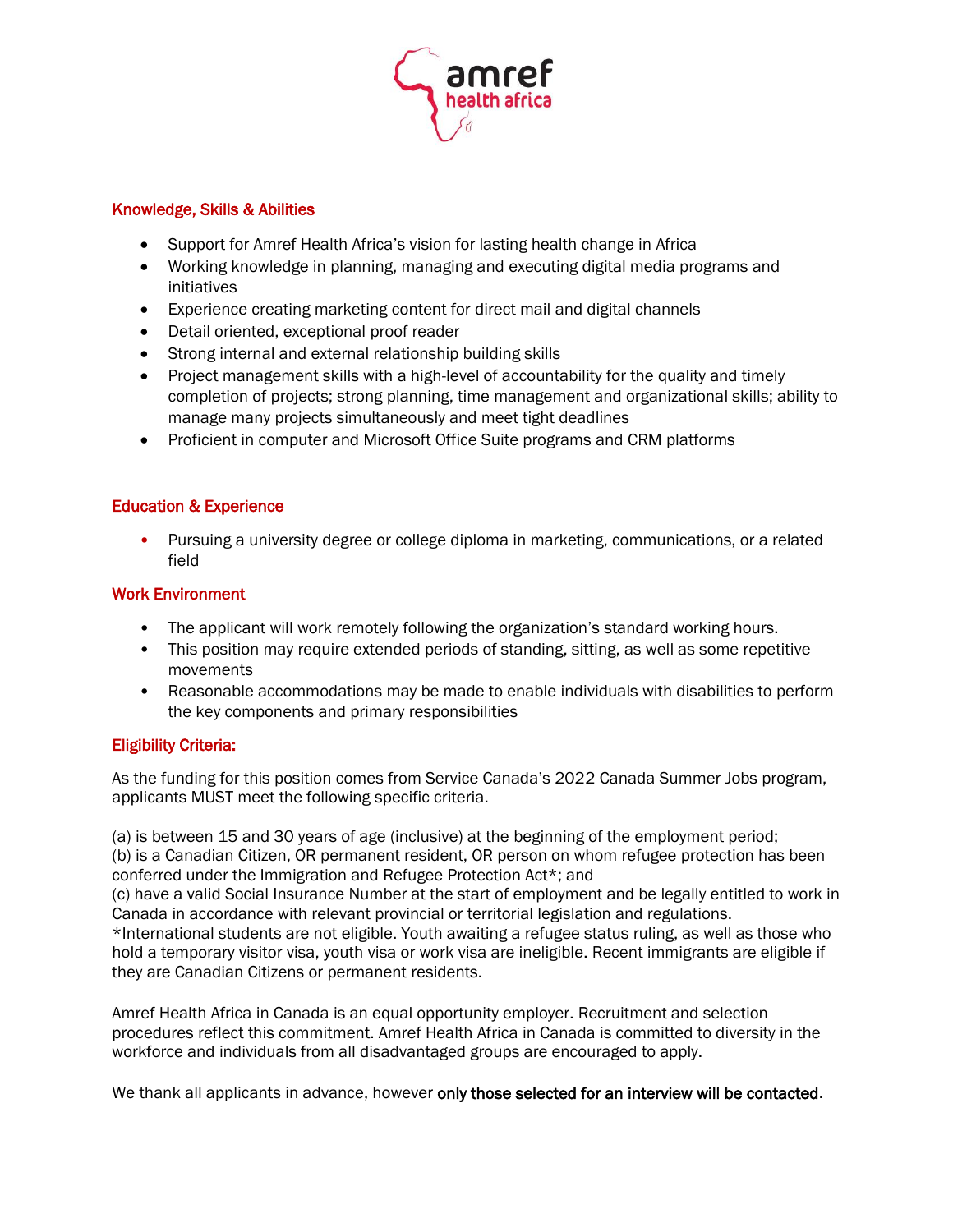## Knowledge, Skills & Abilities

- Support for Amref Health Africa's vision for lasting health change in Africa
- Working knowledge in planning, managing and executing digital media programs and initiatives
- Experience creating marketing content for direct mail and digital channels
- Detail oriented, exceptional proof reader
- Strong internal and external relationship building skills
- Project management skills with a high-level of accountability for the quality and timely completion of projects; strong planning, time management and organizational skills; ability to manage many projects simultaneously and meet tight deadlines
- Proficient in computer and Microsoft Office Suite programs and CRM platforms

## Education & Experience

- Pursuing a university degree or college diploma in marketing, communications, or a related field

## Work Environment

- The applicant will work remotely following the organization's standard working hours.
- This position may require extended periods of standing, sitting, as well as some repetitive movements
- Reasonable accommodations may be made to enable individuals with disabilities to perform the key components and primary responsibilities

## Eligibility Criteria:

As the funding for this position comes from Service Canada's 2022 Canada Summer Jobs program, applicants MUST meet the following specific criteria.

(a) is between 15 and 30 years of age (inclusive) at the beginning of the employment period;
(b) is a Canadian Citizen, OR permanent resident, OR person on whom refugee protection has been conferred under the Immigration and Refugee Protection Act*; and
(c) have a valid Social Insurance Number at the start of employment and be legally entitled to work in Canada in accordance with relevant provincial or territorial legislation and regulations.
*International students are not eligible. Youth awaiting a refugee status ruling, as well as those who hold a temporary visitor visa, youth visa or work visa are ineligible. Recent immigrants are eligible if they are Canadian Citizens or permanent residents.

Amref Health Africa in Canada is an equal opportunity employer. Recruitment and selection procedures reflect this commitment. Amref Health Africa in Canada is committed to diversity in the workforce and individuals from all disadvantaged groups are encouraged to apply.

We thank all applicants in advance, however **only those selected for an interview will be contacted**.